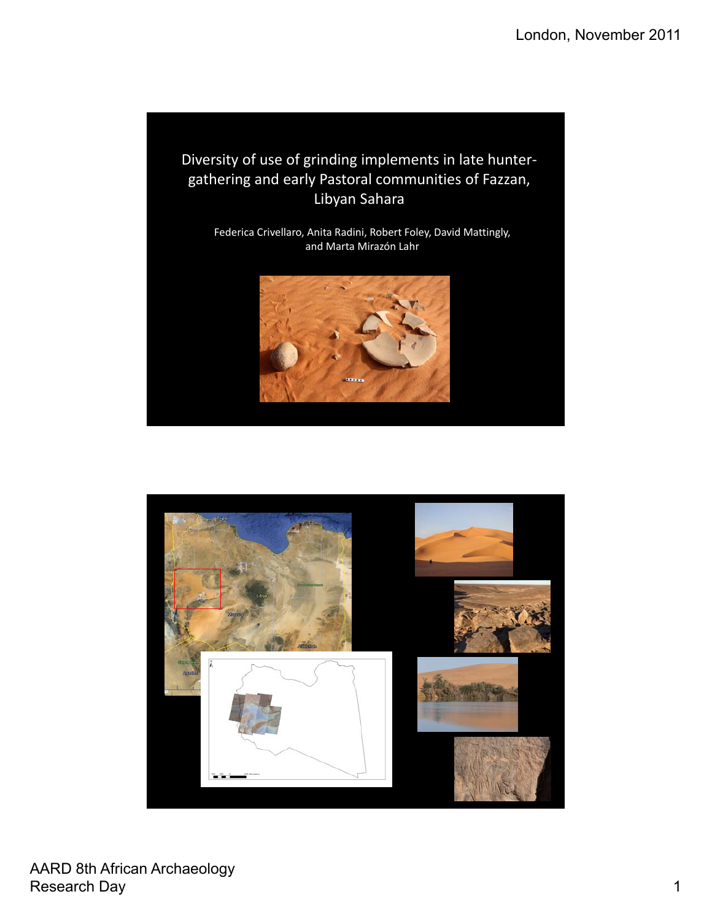# Diversity of use of grinding implements in late hunter-gathering and early Pastoral communities of Fazzan, Libyan Sahara

Federica Crivellaro, Anita Radini, Robert Foley, David Mattingly, and Marta Mirazón Lahr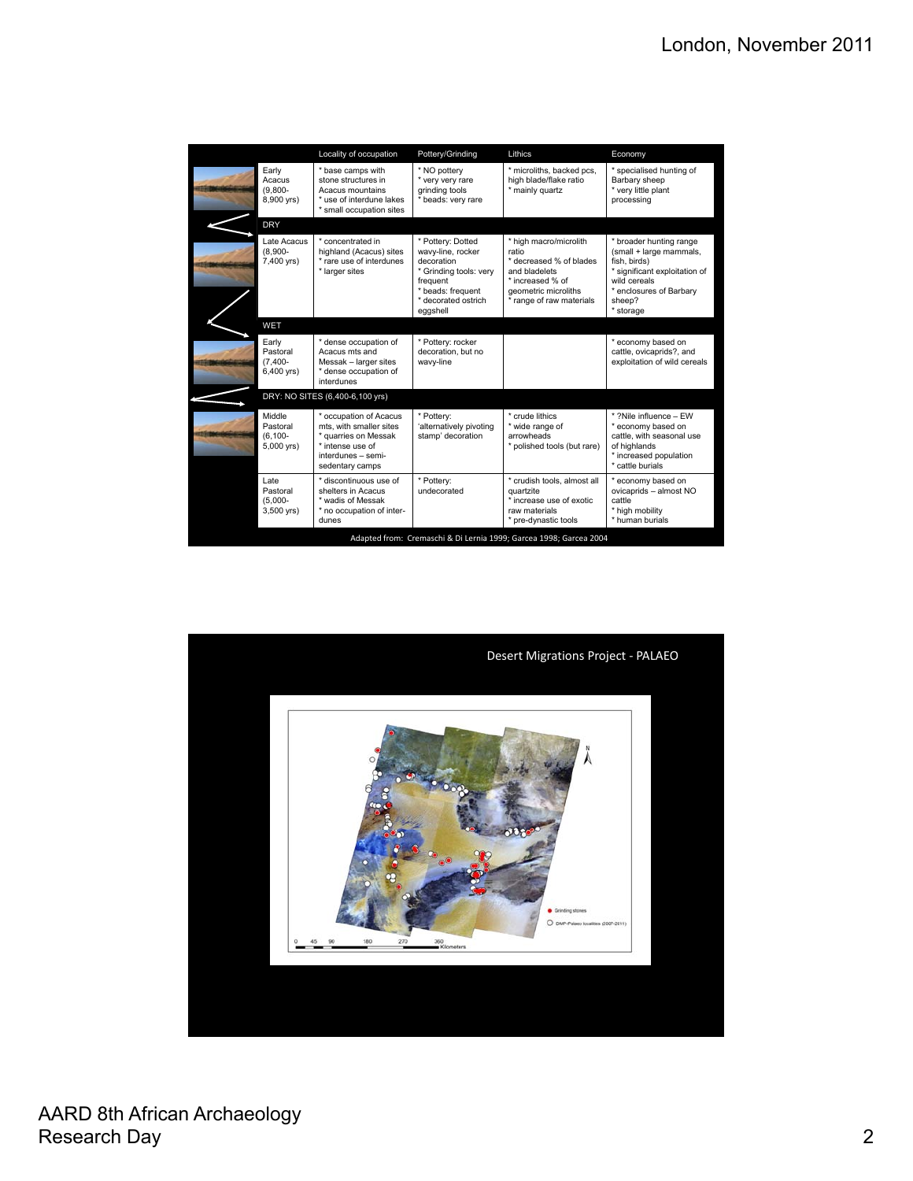| | Locality of occupation | Pottery/Grinding | Lithics | Economy |
|---|---|---|---|---|
| Early Acacus (9,800-8,900 yrs) | * base camps with stone structures in Acacus mountains<br>* use of interdune lakes<br>* small occupation sites | * NO pottery<br>* very very rare grinding tools<br>* beads: very rare | * microliths, backed pcs, high blade/flake ratio<br>* mainly quartz | * specialised hunting of Barbary sheep<br>* very little plant processing |
| DRY | | | | |
| Late Acacus (8,900-7,400 yrs) | * concentrated in highland (Acacus) sites<br>* rare use of interdunes<br>* larger sites | * Pottery: Dotted wavy-line, rocker decoration<br>* Grinding tools: very frequent<br>* beads: frequent<br>* decorated ostrich eggshell | * high macro/microlith ratio<br>* decreased % of blades and bladelets<br>* increased % of geometric microliths<br>* range of raw materials | * broader hunting range (small + large mammals, fish, birds)<br>* significant exploitation of wild cereals<br>* enclosures of Barbary sheep?<br>* storage |
| WET | | | | |
| Early Pastoral (7,400-6,400 yrs) | * dense occupation of Acacus mts and Messak – larger sites<br>* dense occupation of interdunes | * Pottery: rocker decoration, but no wavy-line | | * economy based on cattle, ovicaprids?, and exploitation of wild cereals |
| DRY: NO SITES (6,400-6,100 yrs) | | | | |
| Middle Pastoral (6,100-5,000 yrs) | * occupation of Acacus mts, with smaller sites<br>* quarries on Messak<br>* intense use of interdunes – semi-sedentary camps | * Pottery: 'alternatively pivoting stamp' decoration | * crude lithics<br>* wide range of arrowheads<br>* polished tools (but rare) | * ?Nile influence – EW<br>* economy based on cattle, with seasonal use of highlands<br>* increased population<br>* cattle burials |
| Late Pastoral (5,000-3,500 yrs) | * discontinuous use of shelters in Acacus<br>* wadis of Messak<br>* no occupation of inter-dunes | * Pottery: undecorated | * crudish tools, almost all quartzite<br>* increase use of exotic raw materials<br>* pre-dynastic tools | * economy based on ovicaprids – almost NO cattle<br>* high mobility<br>* human burials |

Adapted from: Cremaschi & Di Lernia 1999; Garcea 1998; Garcea 2004

## Desert Migrations Project - PALAEO

Grinding stones

DMP-Palaeo localities (2007-2011)

0 45 90 180 270 360 Kilometers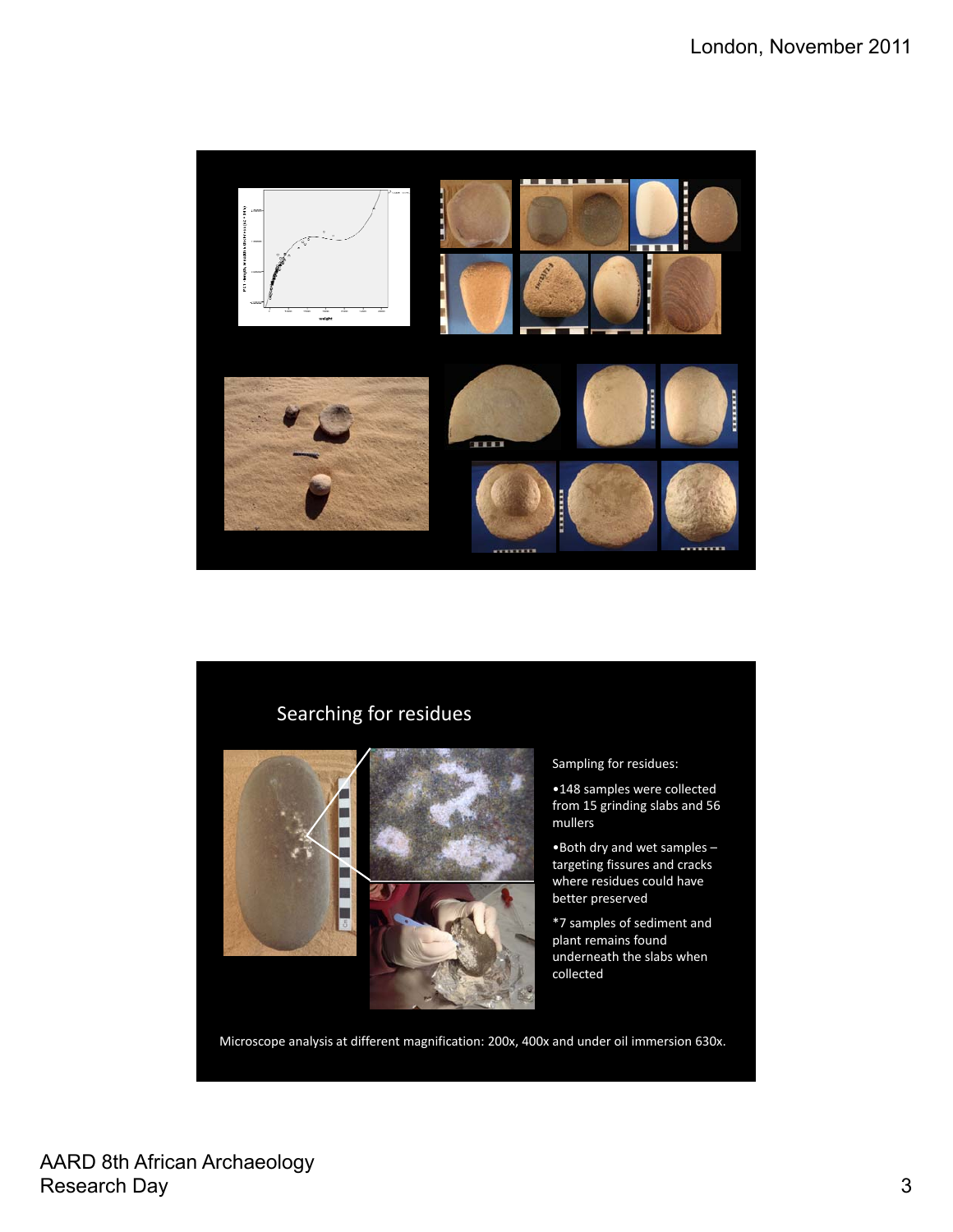## Searching for residues

Sampling for residues:

- 148 samples were collected from 15 grinding slabs and 56 mullers
- Both dry and wet samples – targeting fissures and cracks where residues could have better preserved

*7 samples of sediment and plant remains found underneath the slabs when collected

Microscope analysis at different magnification: 200x, 400x and under oil immersion 630x.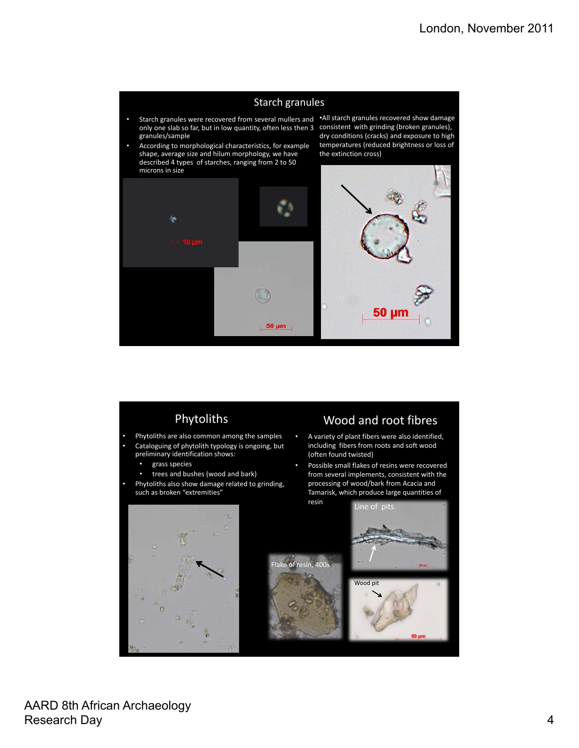## Starch granules

- Starch granules were recovered from several mullers and only one slab so far, but in low quantity, often less then 3 granules/sample
- According to morphological characteristics, for example shape, average size and hilum morphology, we have described 4 types of starches, ranging from 2 to 50 microns in size

- All starch granules recovered show damage consistent with grinding (broken granules), dry conditions (cracks) and exposure to high temperatures (reduced brightness or loss of the extinction cross)

10 µm

50 µm

50 µm

## Phytoliths

- Phytoliths are also common among the samples
- Cataloguing of phytolith typology is ongoing, but preliminary identification shows:
  - grass species
  - trees and bushes (wood and bark)
- Phytoliths also show damage related to grinding, such as broken "extremities"

## Wood and root fibres

- A variety of plant fibers were also identified, including fibers from roots and soft wood (often found twisted)
- Possible small flakes of resins were recovered from several implements, consistent with the processing of wood/bark from Acacia and Tamarisk, which produce large quantities of resin

Flake of resin, 400x

Line of pits

Wood pit

50 µm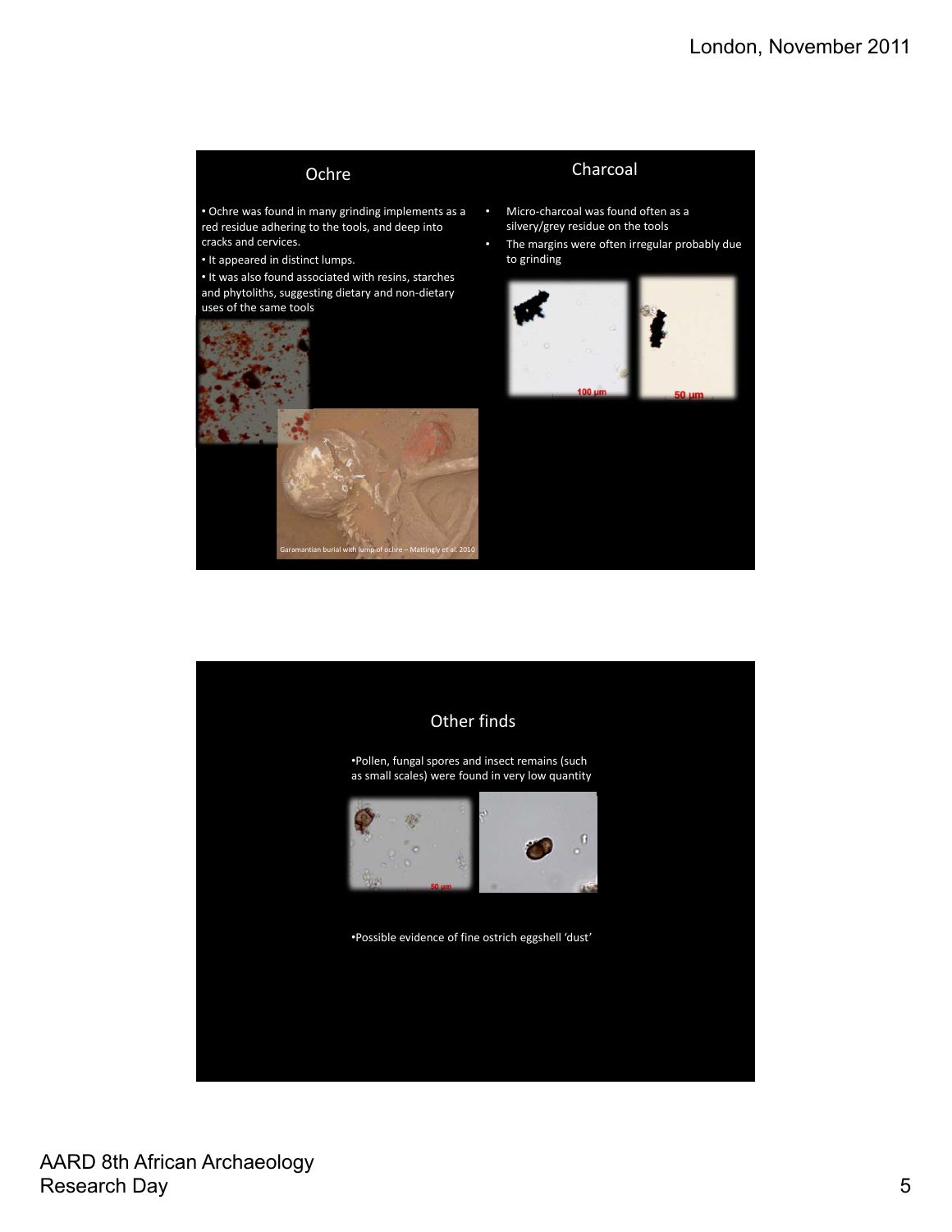## Ochre

- Ochre was found in many grinding implements as a red residue adhering to the tools, and deep into cracks and cervices.
- It appeared in distinct lumps.
- It was also found associated with resins, starches and phytoliths, suggesting dietary and non-dietary uses of the same tools

Garamantian burial with lump of ochre – Mattingly et al. 2010

## Charcoal

- Micro-charcoal was found often as a silvery/grey residue on the tools
- The margins were often irregular probably due to grinding

100 µm

50 µm

## Other finds

- Pollen, fungal spores and insect remains (such as small scales) were found in very low quantity

50 µm

- Possible evidence of fine ostrich eggshell 'dust'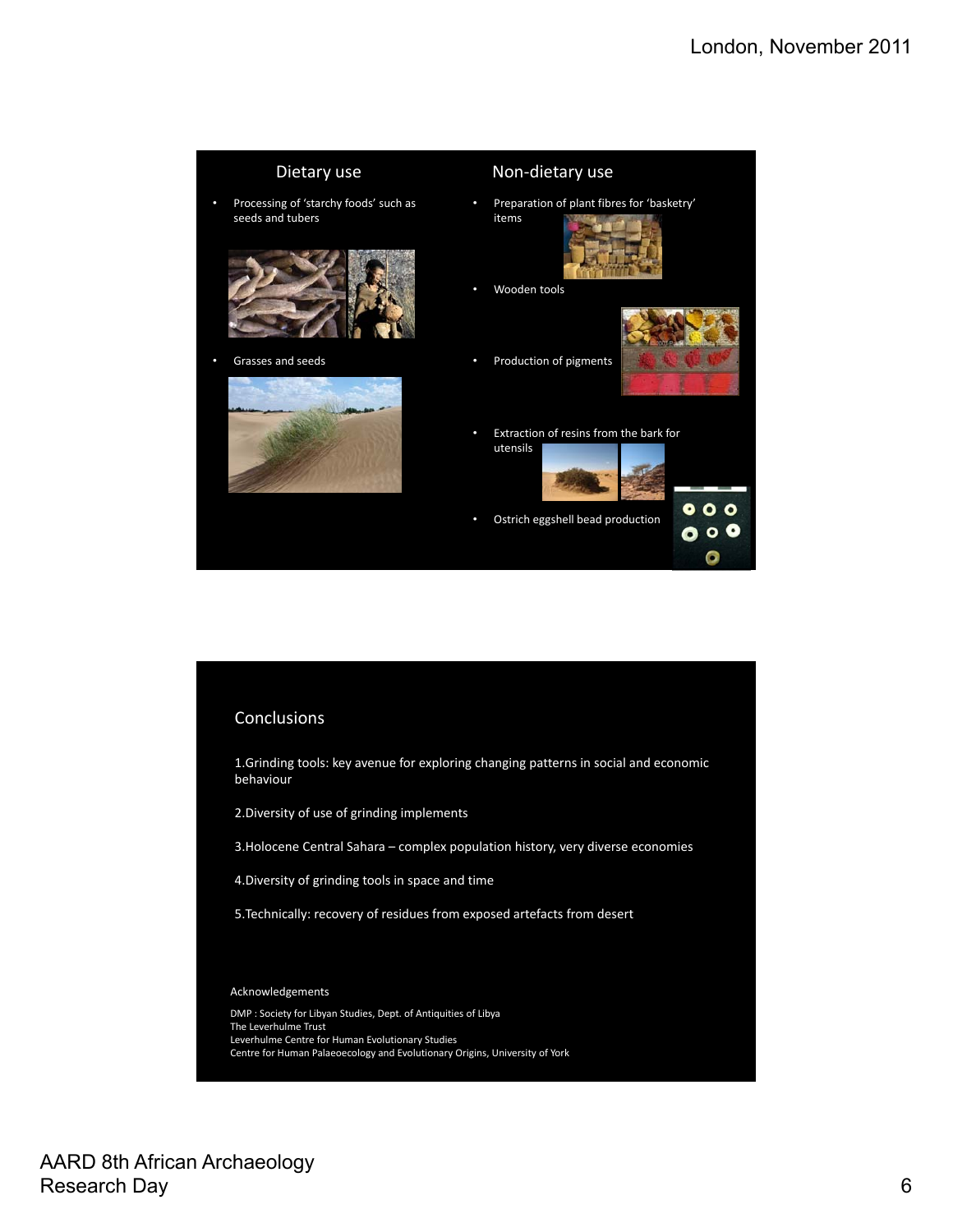## Dietary use

- Processing of 'starchy foods' such as seeds and tubers
- Grasses and seeds

## Non-dietary use

- Preparation of plant fibres for 'basketry' items
- Wooden tools
- Production of pigments
- Extraction of resins from the bark for utensils
- Ostrich eggshell bead production

## Conclusions

1. Grinding tools: key avenue for exploring changing patterns in social and economic behaviour
2. Diversity of use of grinding implements
3. Holocene Central Sahara – complex population history, very diverse economies
4. Diversity of grinding tools in space and time
5. Technically: recovery of residues from exposed artefacts from desert

Acknowledgements

DMP : Society for Libyan Studies, Dept. of Antiquities of Libya
The Leverhulme Trust
Leverhulme Centre for Human Evolutionary Studies
Centre for Human Palaeoecology and Evolutionary Origins, University of York